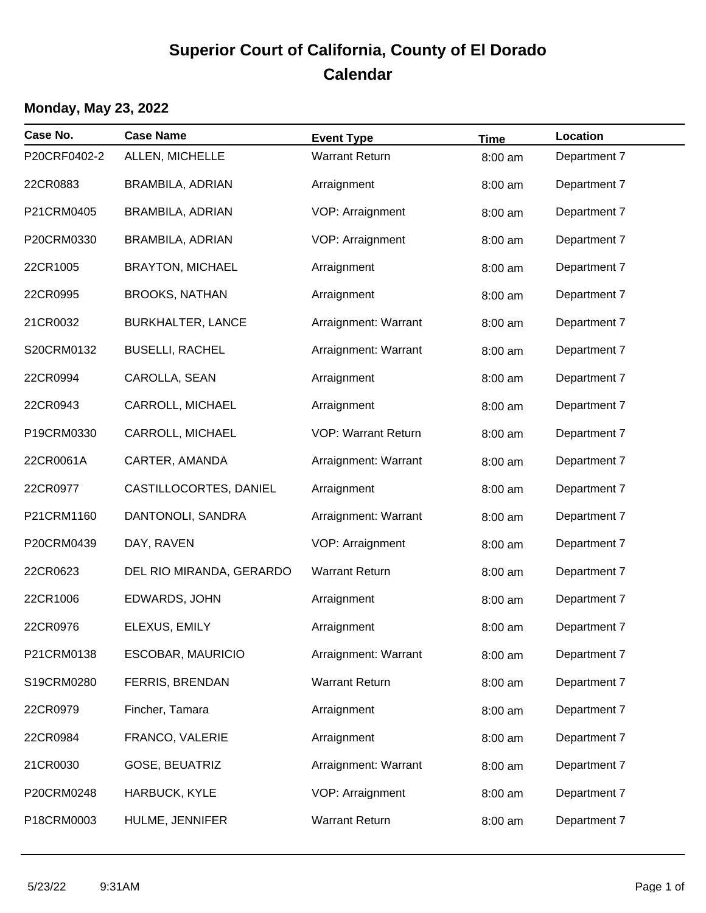# Superior Court of California, County of El Dorado
## Calendar

### Monday, May 23, 2022

| Case No. | Case Name | Event Type | Time | Location |
|---|---|---|---|---|
| P20CRF0402-2 | ALLEN, MICHELLE | Warrant Return | 8:00 am | Department 7 |
| 22CR0883 | BRAMBILA, ADRIAN | Arraignment | 8:00 am | Department 7 |
| P21CRM0405 | BRAMBILA, ADRIAN | VOP: Arraignment | 8:00 am | Department 7 |
| P20CRM0330 | BRAMBILA, ADRIAN | VOP: Arraignment | 8:00 am | Department 7 |
| 22CR1005 | BRAYTON, MICHAEL | Arraignment | 8:00 am | Department 7 |
| 22CR0995 | BROOKS, NATHAN | Arraignment | 8:00 am | Department 7 |
| 21CR0032 | BURKHALTER, LANCE | Arraignment: Warrant | 8:00 am | Department 7 |
| S20CRM0132 | BUSELLI, RACHEL | Arraignment: Warrant | 8:00 am | Department 7 |
| 22CR0994 | CAROLLA, SEAN | Arraignment | 8:00 am | Department 7 |
| 22CR0943 | CARROLL, MICHAEL | Arraignment | 8:00 am | Department 7 |
| P19CRM0330 | CARROLL, MICHAEL | VOP: Warrant Return | 8:00 am | Department 7 |
| 22CR0061A | CARTER, AMANDA | Arraignment: Warrant | 8:00 am | Department 7 |
| 22CR0977 | CASTILLOCORTES, DANIEL | Arraignment | 8:00 am | Department 7 |
| P21CRM1160 | DANTONOLI, SANDRA | Arraignment: Warrant | 8:00 am | Department 7 |
| P20CRM0439 | DAY, RAVEN | VOP: Arraignment | 8:00 am | Department 7 |
| 22CR0623 | DEL RIO MIRANDA, GERARDO | Warrant Return | 8:00 am | Department 7 |
| 22CR1006 | EDWARDS, JOHN | Arraignment | 8:00 am | Department 7 |
| 22CR0976 | ELEXUS, EMILY | Arraignment | 8:00 am | Department 7 |
| P21CRM0138 | ESCOBAR, MAURICIO | Arraignment: Warrant | 8:00 am | Department 7 |
| S19CRM0280 | FERRIS, BRENDAN | Warrant Return | 8:00 am | Department 7 |
| 22CR0979 | Fincher, Tamara | Arraignment | 8:00 am | Department 7 |
| 22CR0984 | FRANCO, VALERIE | Arraignment | 8:00 am | Department 7 |
| 21CR0030 | GOSE, BEUATRIZ | Arraignment: Warrant | 8:00 am | Department 7 |
| P20CRM0248 | HARBUCK, KYLE | VOP: Arraignment | 8:00 am | Department 7 |
| P18CRM0003 | HULME, JENNIFER | Warrant Return | 8:00 am | Department 7 |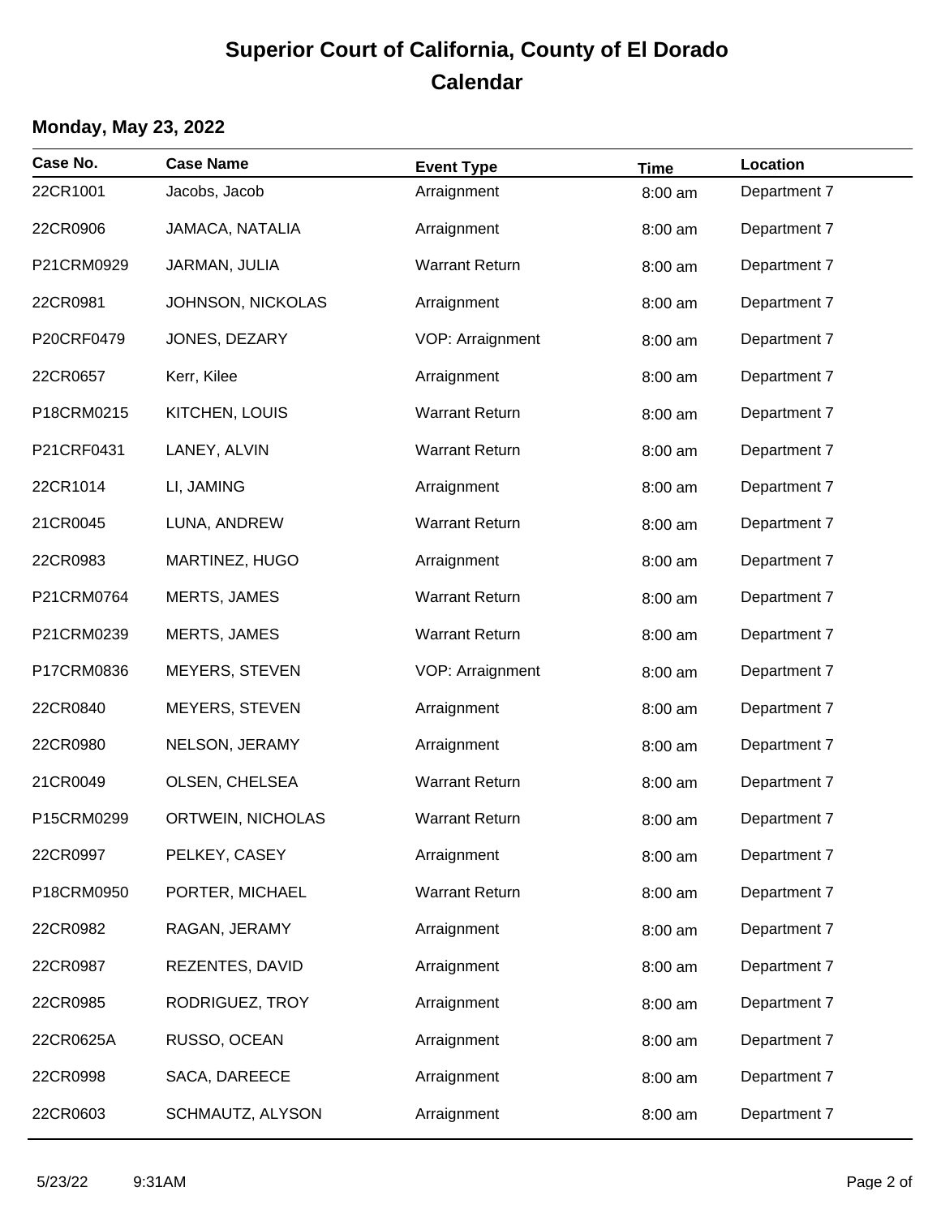# Superior Court of California, County of El Dorado
## Calendar

### Monday, May 23, 2022

| Case No. | Case Name | Event Type | Time | Location |
|---|---|---|---|---|
| 22CR1001 | Jacobs, Jacob | Arraignment | 8:00 am | Department 7 |
| 22CR0906 | JAMACA, NATALIA | Arraignment | 8:00 am | Department 7 |
| P21CRM0929 | JARMAN, JULIA | Warrant Return | 8:00 am | Department 7 |
| 22CR0981 | JOHNSON, NICKOLAS | Arraignment | 8:00 am | Department 7 |
| P20CRF0479 | JONES, DEZARY | VOP: Arraignment | 8:00 am | Department 7 |
| 22CR0657 | Kerr, Kilee | Arraignment | 8:00 am | Department 7 |
| P18CRM0215 | KITCHEN, LOUIS | Warrant Return | 8:00 am | Department 7 |
| P21CRF0431 | LANEY, ALVIN | Warrant Return | 8:00 am | Department 7 |
| 22CR1014 | LI, JAMING | Arraignment | 8:00 am | Department 7 |
| 21CR0045 | LUNA, ANDREW | Warrant Return | 8:00 am | Department 7 |
| 22CR0983 | MARTINEZ, HUGO | Arraignment | 8:00 am | Department 7 |
| P21CRM0764 | MERTS, JAMES | Warrant Return | 8:00 am | Department 7 |
| P21CRM0239 | MERTS, JAMES | Warrant Return | 8:00 am | Department 7 |
| P17CRM0836 | MEYERS, STEVEN | VOP: Arraignment | 8:00 am | Department 7 |
| 22CR0840 | MEYERS, STEVEN | Arraignment | 8:00 am | Department 7 |
| 22CR0980 | NELSON, JERAMY | Arraignment | 8:00 am | Department 7 |
| 21CR0049 | OLSEN, CHELSEA | Warrant Return | 8:00 am | Department 7 |
| P15CRM0299 | ORTWEIN, NICHOLAS | Warrant Return | 8:00 am | Department 7 |
| 22CR0997 | PELKEY, CASEY | Arraignment | 8:00 am | Department 7 |
| P18CRM0950 | PORTER, MICHAEL | Warrant Return | 8:00 am | Department 7 |
| 22CR0982 | RAGAN, JERAMY | Arraignment | 8:00 am | Department 7 |
| 22CR0987 | REZENTES, DAVID | Arraignment | 8:00 am | Department 7 |
| 22CR0985 | RODRIGUEZ, TROY | Arraignment | 8:00 am | Department 7 |
| 22CR0625A | RUSSO, OCEAN | Arraignment | 8:00 am | Department 7 |
| 22CR0998 | SACA, DAREECE | Arraignment | 8:00 am | Department 7 |
| 22CR0603 | SCHMAUTZ, ALYSON | Arraignment | 8:00 am | Department 7 |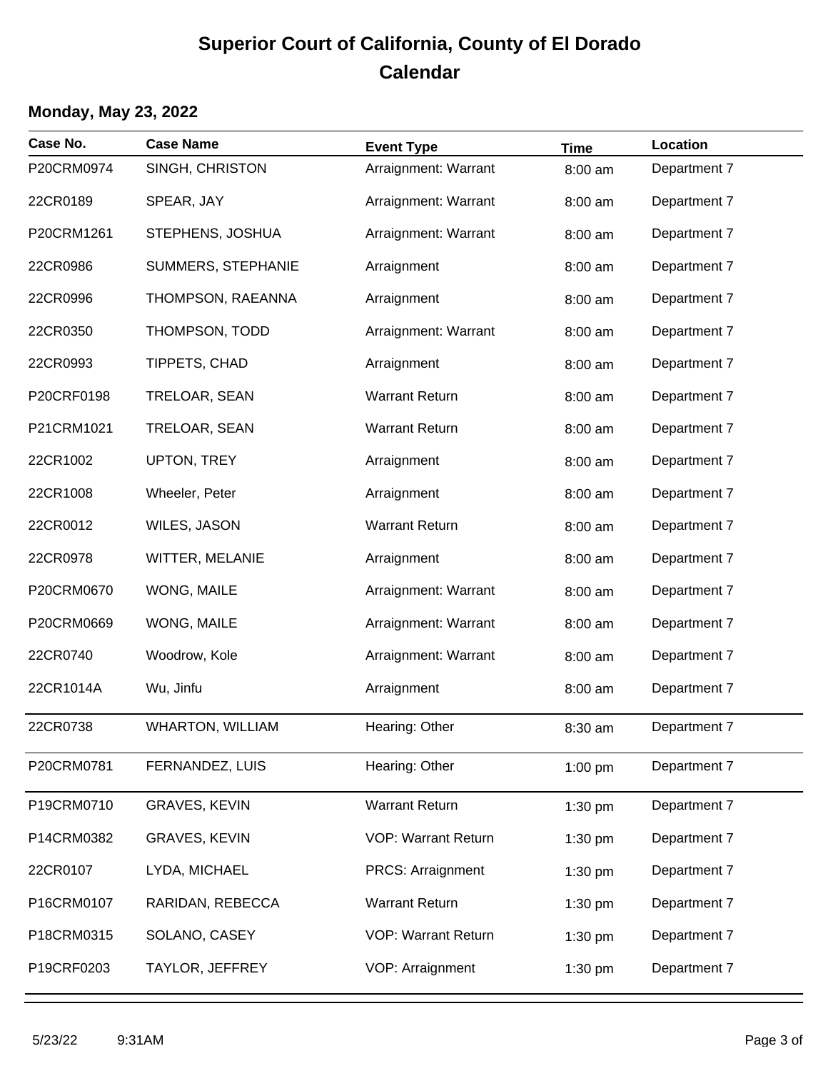# Superior Court of California, County of El Dorado
## Calendar

### Monday, May 23, 2022

| Case No. | Case Name | Event Type | Time | Location |
|---|---|---|---|---|
| P20CRM0974 | SINGH, CHRISTON | Arraignment: Warrant | 8:00 am | Department 7 |
| 22CR0189 | SPEAR, JAY | Arraignment: Warrant | 8:00 am | Department 7 |
| P20CRM1261 | STEPHENS, JOSHUA | Arraignment: Warrant | 8:00 am | Department 7 |
| 22CR0986 | SUMMERS, STEPHANIE | Arraignment | 8:00 am | Department 7 |
| 22CR0996 | THOMPSON, RAEANNA | Arraignment | 8:00 am | Department 7 |
| 22CR0350 | THOMPSON, TODD | Arraignment: Warrant | 8:00 am | Department 7 |
| 22CR0993 | TIPPETS, CHAD | Arraignment | 8:00 am | Department 7 |
| P20CRF0198 | TRELOAR, SEAN | Warrant Return | 8:00 am | Department 7 |
| P21CRM1021 | TRELOAR, SEAN | Warrant Return | 8:00 am | Department 7 |
| 22CR1002 | UPTON, TREY | Arraignment | 8:00 am | Department 7 |
| 22CR1008 | Wheeler, Peter | Arraignment | 8:00 am | Department 7 |
| 22CR0012 | WILES, JASON | Warrant Return | 8:00 am | Department 7 |
| 22CR0978 | WITTER, MELANIE | Arraignment | 8:00 am | Department 7 |
| P20CRM0670 | WONG, MAILE | Arraignment: Warrant | 8:00 am | Department 7 |
| P20CRM0669 | WONG, MAILE | Arraignment: Warrant | 8:00 am | Department 7 |
| 22CR0740 | Woodrow, Kole | Arraignment: Warrant | 8:00 am | Department 7 |
| 22CR1014A | Wu, Jinfu | Arraignment | 8:00 am | Department 7 |
| 22CR0738 | WHARTON, WILLIAM | Hearing: Other | 8:30 am | Department 7 |
| P20CRM0781 | FERNANDEZ, LUIS | Hearing: Other | 1:00 pm | Department 7 |
| P19CRM0710 | GRAVES, KEVIN | Warrant Return | 1:30 pm | Department 7 |
| P14CRM0382 | GRAVES, KEVIN | VOP: Warrant Return | 1:30 pm | Department 7 |
| 22CR0107 | LYDA, MICHAEL | PRCS: Arraignment | 1:30 pm | Department 7 |
| P16CRM0107 | RARIDAN, REBECCA | Warrant Return | 1:30 pm | Department 7 |
| P18CRM0315 | SOLANO, CASEY | VOP: Warrant Return | 1:30 pm | Department 7 |
| P19CRF0203 | TAYLOR, JEFFREY | VOP: Arraignment | 1:30 pm | Department 7 |

5/23/22 9:31AM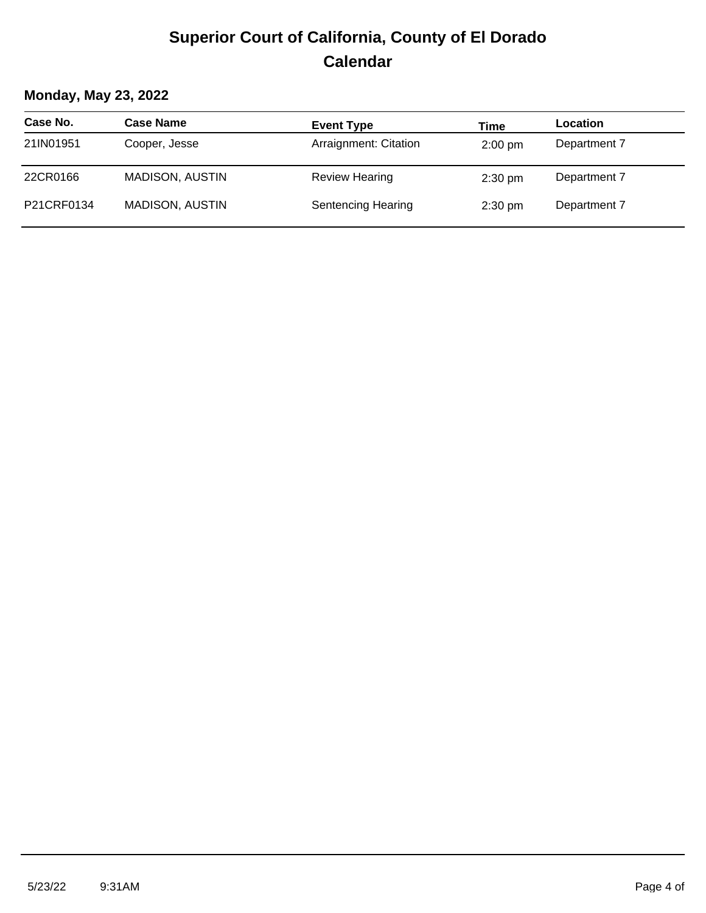# Superior Court of California, County of El Dorado
## Calendar

### Monday, May 23, 2022

| Case No. | Case Name | Event Type | Time | Location |
|---|---|---|---|---|
| 21IN01951 | Cooper, Jesse | Arraignment: Citation | 2:00 pm | Department 7 |
| 22CR0166 | MADISON, AUSTIN | Review Hearing | 2:30 pm | Department 7 |
| P21CRF0134 | MADISON, AUSTIN | Sentencing Hearing | 2:30 pm | Department 7 |

5/23/22 9:31AM